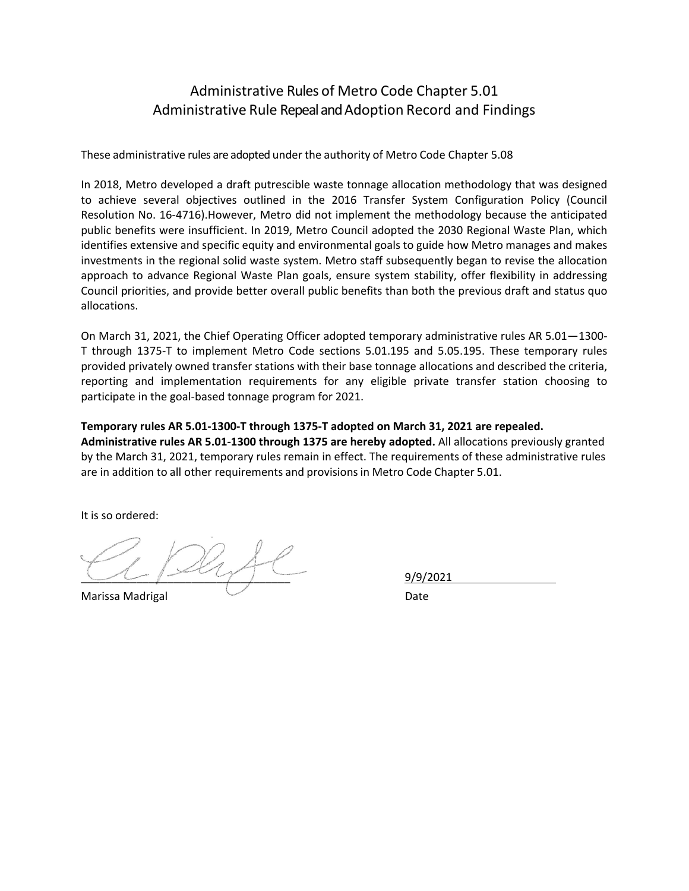# Administrative Rules of Metro Code Chapter 5.01
## Administrative Rule Repeal and Adoption Record and Findings

These administrative rules are adopted under the authority of Metro Code Chapter 5.08

In 2018, Metro developed a draft putrescible waste tonnage allocation methodology that was designed to achieve several objectives outlined in the 2016 Transfer System Configuration Policy (Council Resolution No. 16-4716).However, Metro did not implement the methodology because the anticipated public benefits were insufficient. In 2019, Metro Council adopted the 2030 Regional Waste Plan, which identifies extensive and specific equity and environmental goals to guide how Metro manages and makes investments in the regional solid waste system. Metro staff subsequently began to revise the allocation approach to advance Regional Waste Plan goals, ensure system stability, offer flexibility in addressing Council priorities, and provide better overall public benefits than both the previous draft and status quo allocations.

On March 31, 2021, the Chief Operating Officer adopted temporary administrative rules AR 5.01—1300-T through 1375-T to implement Metro Code sections 5.01.195 and 5.05.195. These temporary rules provided privately owned transfer stations with their base tonnage allocations and described the criteria, reporting and implementation requirements for any eligible private transfer station choosing to participate in the goal-based tonnage program for 2021.

**Temporary rules AR 5.01-1300-T through 1375-T adopted on March 31, 2021 are repealed.**
**Administrative rules AR 5.01-1300 through 1375 are hereby adopted.** All allocations previously granted by the March 31, 2021, temporary rules remain in effect. The requirements of these administrative rules are in addition to all other requirements and provisions in Metro Code Chapter 5.01.

It is so ordered:

Marissa Madrigal

Date: 9/9/2021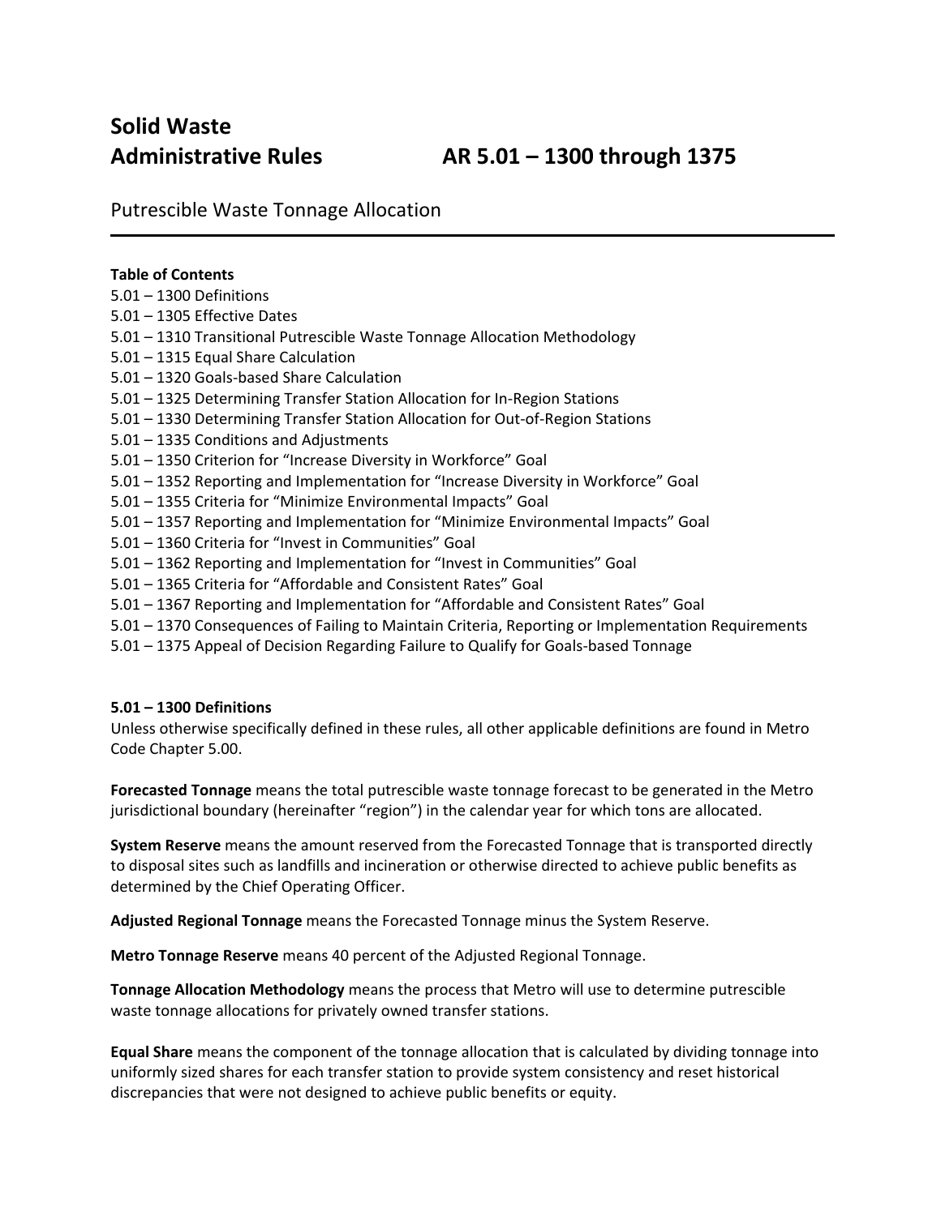# Solid Waste Administrative Rules AR 5.01 – 1300 through 1375

## Putrescible Waste Tonnage Allocation

**Table of Contents**

5.01 – 1300 Definitions
5.01 – 1305 Effective Dates
5.01 – 1310 Transitional Putrescible Waste Tonnage Allocation Methodology
5.01 – 1315 Equal Share Calculation
5.01 – 1320 Goals-based Share Calculation
5.01 – 1325 Determining Transfer Station Allocation for In-Region Stations
5.01 – 1330 Determining Transfer Station Allocation for Out-of-Region Stations
5.01 – 1335 Conditions and Adjustments
5.01 – 1350 Criterion for "Increase Diversity in Workforce" Goal
5.01 – 1352 Reporting and Implementation for "Increase Diversity in Workforce" Goal
5.01 – 1355 Criteria for "Minimize Environmental Impacts" Goal
5.01 – 1357 Reporting and Implementation for "Minimize Environmental Impacts" Goal
5.01 – 1360 Criteria for "Invest in Communities" Goal
5.01 – 1362 Reporting and Implementation for "Invest in Communities" Goal
5.01 – 1365 Criteria for "Affordable and Consistent Rates" Goal
5.01 – 1367 Reporting and Implementation for "Affordable and Consistent Rates" Goal
5.01 – 1370 Consequences of Failing to Maintain Criteria, Reporting or Implementation Requirements
5.01 – 1375 Appeal of Decision Regarding Failure to Qualify for Goals-based Tonnage

### 5.01 – 1300 Definitions

Unless otherwise specifically defined in these rules, all other applicable definitions are found in Metro Code Chapter 5.00.

**Forecasted Tonnage** means the total putrescible waste tonnage forecast to be generated in the Metro jurisdictional boundary (hereinafter "region") in the calendar year for which tons are allocated.

**System Reserve** means the amount reserved from the Forecasted Tonnage that is transported directly to disposal sites such as landfills and incineration or otherwise directed to achieve public benefits as determined by the Chief Operating Officer.

**Adjusted Regional Tonnage** means the Forecasted Tonnage minus the System Reserve.

**Metro Tonnage Reserve** means 40 percent of the Adjusted Regional Tonnage.

**Tonnage Allocation Methodology** means the process that Metro will use to determine putrescible waste tonnage allocations for privately owned transfer stations.

**Equal Share** means the component of the tonnage allocation that is calculated by dividing tonnage into uniformly sized shares for each transfer station to provide system consistency and reset historical discrepancies that were not designed to achieve public benefits or equity.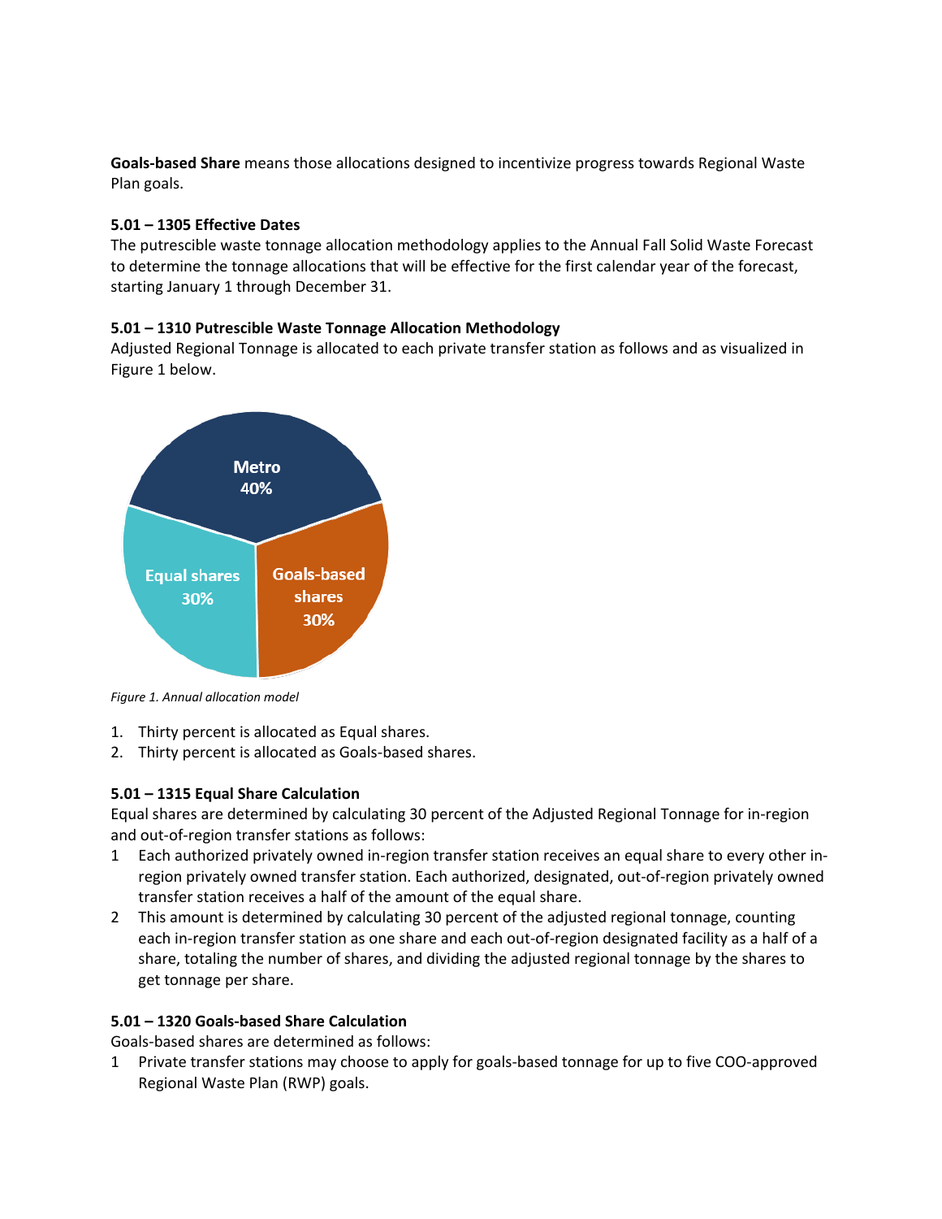**Goals-based Share** means those allocations designed to incentivize progress towards Regional Waste Plan goals.

### 5.01 – 1305 Effective Dates

The putrescible waste tonnage allocation methodology applies to the Annual Fall Solid Waste Forecast to determine the tonnage allocations that will be effective for the first calendar year of the forecast, starting January 1 through December 31.

### 5.01 – 1310 Putrescible Waste Tonnage Allocation Methodology

Adjusted Regional Tonnage is allocated to each private transfer station as follows and as visualized in Figure 1 below.

*Figure 1. Annual allocation model*

1. Thirty percent is allocated as Equal shares.
2. Thirty percent is allocated as Goals-based shares.

### 5.01 – 1315 Equal Share Calculation

Equal shares are determined by calculating 30 percent of the Adjusted Regional Tonnage for in-region and out-of-region transfer stations as follows:

1. Each authorized privately owned in-region transfer station receives an equal share to every other in-region privately owned transfer station. Each authorized, designated, out-of-region privately owned transfer station receives a half of the amount of the equal share.
2. This amount is determined by calculating 30 percent of the adjusted regional tonnage, counting each in-region transfer station as one share and each out-of-region designated facility as a half of a share, totaling the number of shares, and dividing the adjusted regional tonnage by the shares to get tonnage per share.

### 5.01 – 1320 Goals-based Share Calculation

Goals-based shares are determined as follows:

1. Private transfer stations may choose to apply for goals-based tonnage for up to five COO-approved Regional Waste Plan (RWP) goals.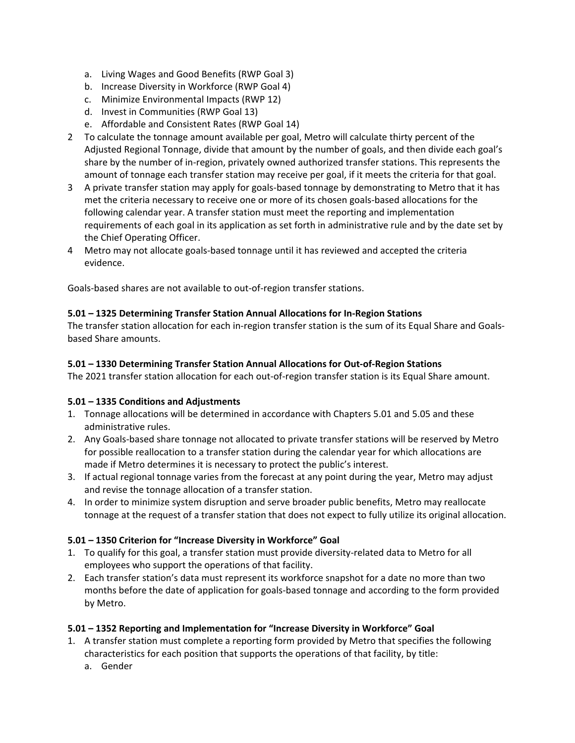a. Living Wages and Good Benefits (RWP Goal 3)
   b. Increase Diversity in Workforce (RWP Goal 4)
   c. Minimize Environmental Impacts (RWP 12)
   d. Invest in Communities (RWP Goal 13)
   e. Affordable and Consistent Rates (RWP Goal 14)
2. To calculate the tonnage amount available per goal, Metro will calculate thirty percent of the Adjusted Regional Tonnage, divide that amount by the number of goals, and then divide each goal's share by the number of in-region, privately owned authorized transfer stations. This represents the amount of tonnage each transfer station may receive per goal, if it meets the criteria for that goal.
3. A private transfer station may apply for goals-based tonnage by demonstrating to Metro that it has met the criteria necessary to receive one or more of its chosen goals-based allocations for the following calendar year. A transfer station must meet the reporting and implementation requirements of each goal in its application as set forth in administrative rule and by the date set by the Chief Operating Officer.
4. Metro may not allocate goals-based tonnage until it has reviewed and accepted the criteria evidence.

Goals-based shares are not available to out-of-region transfer stations.

**5.01 – 1325 Determining Transfer Station Annual Allocations for In-Region Stations**

The transfer station allocation for each in-region transfer station is the sum of its Equal Share and Goals-based Share amounts.

**5.01 – 1330 Determining Transfer Station Annual Allocations for Out-of-Region Stations**

The 2021 transfer station allocation for each out-of-region transfer station is its Equal Share amount.

**5.01 – 1335 Conditions and Adjustments**

1. Tonnage allocations will be determined in accordance with Chapters 5.01 and 5.05 and these administrative rules.
2. Any Goals-based share tonnage not allocated to private transfer stations will be reserved by Metro for possible reallocation to a transfer station during the calendar year for which allocations are made if Metro determines it is necessary to protect the public's interest.
3. If actual regional tonnage varies from the forecast at any point during the year, Metro may adjust and revise the tonnage allocation of a transfer station.
4. In order to minimize system disruption and serve broader public benefits, Metro may reallocate tonnage at the request of a transfer station that does not expect to fully utilize its original allocation.

**5.01 – 1350 Criterion for "Increase Diversity in Workforce" Goal**

1. To qualify for this goal, a transfer station must provide diversity-related data to Metro for all employees who support the operations of that facility.
2. Each transfer station's data must represent its workforce snapshot for a date no more than two months before the date of application for goals-based tonnage and according to the form provided by Metro.

**5.01 – 1352 Reporting and Implementation for "Increase Diversity in Workforce" Goal**

1. A transfer station must complete a reporting form provided by Metro that specifies the following characteristics for each position that supports the operations of that facility, by title:
   a. Gender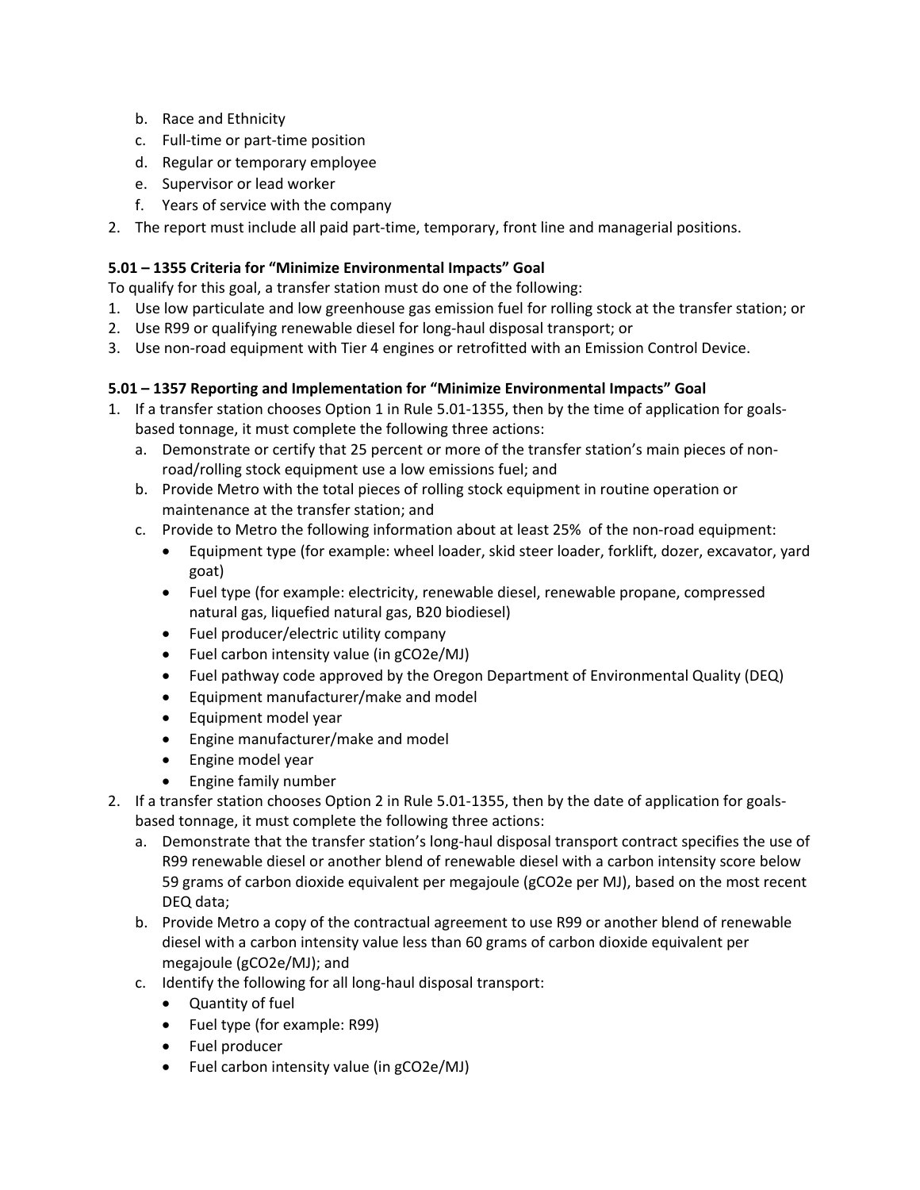b. Race and Ethnicity
c. Full-time or part-time position
d. Regular or temporary employee
e. Supervisor or lead worker
f. Years of service with the company

2. The report must include all paid part-time, temporary, front line and managerial positions.

**5.01 – 1355 Criteria for "Minimize Environmental Impacts" Goal**

To qualify for this goal, a transfer station must do one of the following:

1. Use low particulate and low greenhouse gas emission fuel for rolling stock at the transfer station; or
2. Use R99 or qualifying renewable diesel for long-haul disposal transport; or
3. Use non-road equipment with Tier 4 engines or retrofitted with an Emission Control Device.

**5.01 – 1357 Reporting and Implementation for "Minimize Environmental Impacts" Goal**

1. If a transfer station chooses Option 1 in Rule 5.01-1355, then by the time of application for goals-based tonnage, it must complete the following three actions:
   a. Demonstrate or certify that 25 percent or more of the transfer station's main pieces of non-road/rolling stock equipment use a low emissions fuel; and
   b. Provide Metro with the total pieces of rolling stock equipment in routine operation or maintenance at the transfer station; and
   c. Provide to Metro the following information about at least 25% of the non-road equipment:
      - Equipment type (for example: wheel loader, skid steer loader, forklift, dozer, excavator, yard goat)
      - Fuel type (for example: electricity, renewable diesel, renewable propane, compressed natural gas, liquefied natural gas, B20 biodiesel)
      - Fuel producer/electric utility company
      - Fuel carbon intensity value (in gCO2e/MJ)
      - Fuel pathway code approved by the Oregon Department of Environmental Quality (DEQ)
      - Equipment manufacturer/make and model
      - Equipment model year
      - Engine manufacturer/make and model
      - Engine model year
      - Engine family number
2. If a transfer station chooses Option 2 in Rule 5.01-1355, then by the date of application for goals-based tonnage, it must complete the following three actions:
   a. Demonstrate that the transfer station's long-haul disposal transport contract specifies the use of R99 renewable diesel or another blend of renewable diesel with a carbon intensity score below 59 grams of carbon dioxide equivalent per megajoule (gCO2e per MJ), based on the most recent DEQ data;
   b. Provide Metro a copy of the contractual agreement to use R99 or another blend of renewable diesel with a carbon intensity value less than 60 grams of carbon dioxide equivalent per megajoule (gCO2e/MJ); and
   c. Identify the following for all long-haul disposal transport:
      - Quantity of fuel
      - Fuel type (for example: R99)
      - Fuel producer
      - Fuel carbon intensity value (in gCO2e/MJ)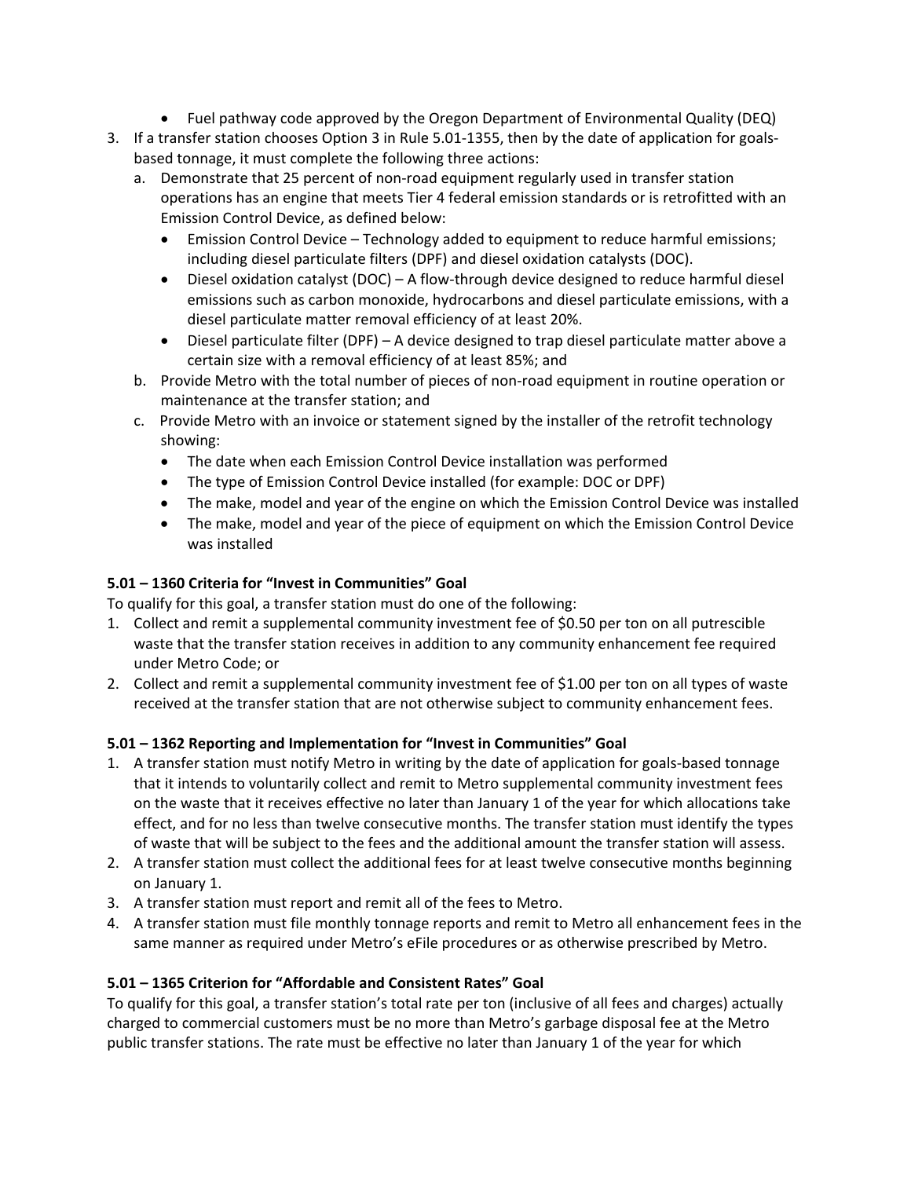- Fuel pathway code approved by the Oregon Department of Environmental Quality (DEQ)

3. If a transfer station chooses Option 3 in Rule 5.01-1355, then by the date of application for goals-based tonnage, it must complete the following three actions:
   a. Demonstrate that 25 percent of non-road equipment regularly used in transfer station operations has an engine that meets Tier 4 federal emission standards or is retrofitted with an Emission Control Device, as defined below:
      - Emission Control Device – Technology added to equipment to reduce harmful emissions; including diesel particulate filters (DPF) and diesel oxidation catalysts (DOC).
      - Diesel oxidation catalyst (DOC) – A flow-through device designed to reduce harmful diesel emissions such as carbon monoxide, hydrocarbons and diesel particulate emissions, with a diesel particulate matter removal efficiency of at least 20%.
      - Diesel particulate filter (DPF) – A device designed to trap diesel particulate matter above a certain size with a removal efficiency of at least 85%; and

   b. Provide Metro with the total number of pieces of non-road equipment in routine operation or maintenance at the transfer station; and
   c. Provide Metro with an invoice or statement signed by the installer of the retrofit technology showing:
      - The date when each Emission Control Device installation was performed
      - The type of Emission Control Device installed (for example: DOC or DPF)
      - The make, model and year of the engine on which the Emission Control Device was installed
      - The make, model and year of the piece of equipment on which the Emission Control Device was installed

**5.01 – 1360 Criteria for "Invest in Communities" Goal**

To qualify for this goal, a transfer station must do one of the following:

1. Collect and remit a supplemental community investment fee of $0.50 per ton on all putrescible waste that the transfer station receives in addition to any community enhancement fee required under Metro Code; or
2. Collect and remit a supplemental community investment fee of $1.00 per ton on all types of waste received at the transfer station that are not otherwise subject to community enhancement fees.

**5.01 – 1362 Reporting and Implementation for "Invest in Communities" Goal**

1. A transfer station must notify Metro in writing by the date of application for goals-based tonnage that it intends to voluntarily collect and remit to Metro supplemental community investment fees on the waste that it receives effective no later than January 1 of the year for which allocations take effect, and for no less than twelve consecutive months. The transfer station must identify the types of waste that will be subject to the fees and the additional amount the transfer station will assess.
2. A transfer station must collect the additional fees for at least twelve consecutive months beginning on January 1.
3. A transfer station must report and remit all of the fees to Metro.
4. A transfer station must file monthly tonnage reports and remit to Metro all enhancement fees in the same manner as required under Metro's eFile procedures or as otherwise prescribed by Metro.

**5.01 – 1365 Criterion for "Affordable and Consistent Rates" Goal**

To qualify for this goal, a transfer station's total rate per ton (inclusive of all fees and charges) actually charged to commercial customers must be no more than Metro's garbage disposal fee at the Metro public transfer stations. The rate must be effective no later than January 1 of the year for which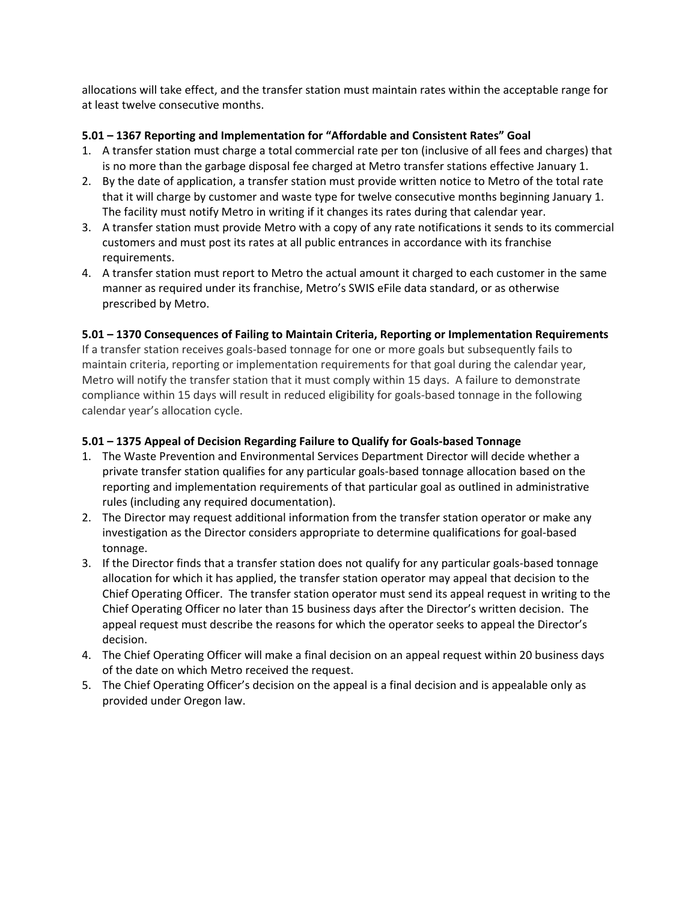allocations will take effect, and the transfer station must maintain rates within the acceptable range for at least twelve consecutive months.

**5.01 – 1367 Reporting and Implementation for "Affordable and Consistent Rates" Goal**

1. A transfer station must charge a total commercial rate per ton (inclusive of all fees and charges) that is no more than the garbage disposal fee charged at Metro transfer stations effective January 1.
2. By the date of application, a transfer station must provide written notice to Metro of the total rate that it will charge by customer and waste type for twelve consecutive months beginning January 1. The facility must notify Metro in writing if it changes its rates during that calendar year.
3. A transfer station must provide Metro with a copy of any rate notifications it sends to its commercial customers and must post its rates at all public entrances in accordance with its franchise requirements.
4. A transfer station must report to Metro the actual amount it charged to each customer in the same manner as required under its franchise, Metro's SWIS eFile data standard, or as otherwise prescribed by Metro.

**5.01 – 1370 Consequences of Failing to Maintain Criteria, Reporting or Implementation Requirements**

If a transfer station receives goals-based tonnage for one or more goals but subsequently fails to maintain criteria, reporting or implementation requirements for that goal during the calendar year, Metro will notify the transfer station that it must comply within 15 days. A failure to demonstrate compliance within 15 days will result in reduced eligibility for goals-based tonnage in the following calendar year's allocation cycle.

**5.01 – 1375 Appeal of Decision Regarding Failure to Qualify for Goals-based Tonnage**

1. The Waste Prevention and Environmental Services Department Director will decide whether a private transfer station qualifies for any particular goals-based tonnage allocation based on the reporting and implementation requirements of that particular goal as outlined in administrative rules (including any required documentation).
2. The Director may request additional information from the transfer station operator or make any investigation as the Director considers appropriate to determine qualifications for goal-based tonnage.
3. If the Director finds that a transfer station does not qualify for any particular goals-based tonnage allocation for which it has applied, the transfer station operator may appeal that decision to the Chief Operating Officer. The transfer station operator must send its appeal request in writing to the Chief Operating Officer no later than 15 business days after the Director's written decision. The appeal request must describe the reasons for which the operator seeks to appeal the Director's decision.
4. The Chief Operating Officer will make a final decision on an appeal request within 20 business days of the date on which Metro received the request.
5. The Chief Operating Officer's decision on the appeal is a final decision and is appealable only as provided under Oregon law.